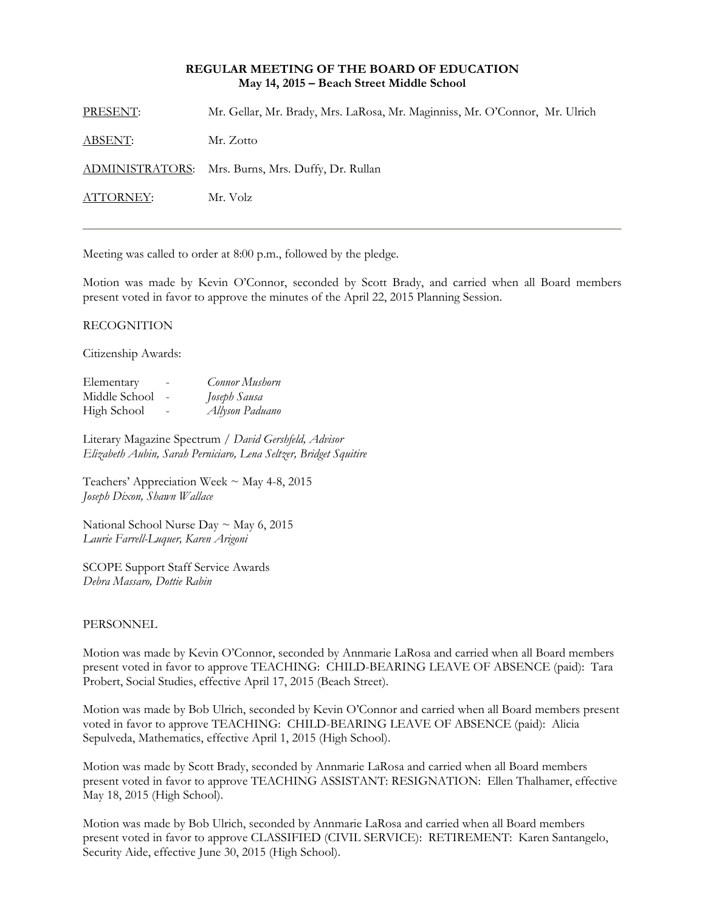**REGULAR MEETING OF THE BOARD OF EDUCATION**
**May 14, 2015 – Beach Street Middle School**

| | |
|---|---|
| PRESENT: | Mr. Gellar, Mr. Brady, Mrs. LaRosa, Mr. Maginniss, Mr. O'Connor, Mr. Ulrich |
| ABSENT: | Mr. Zotto |
| ADMINISTRATORS: | Mrs. Burns, Mrs. Duffy, Dr. Rullan |
| ATTORNEY: | Mr. Volz |

---

Meeting was called to order at 8:00 p.m., followed by the pledge.

Motion was made by Kevin O'Connor, seconded by Scott Brady, and carried when all Board members present voted in favor to approve the minutes of the April 22, 2015 Planning Session.

RECOGNITION

Citizenship Awards:

| | | |
|---|---|---|
| Elementary | - | *Connor Mushorn* |
| Middle School | - | *Joseph Sausa* |
| High School | - | *Allyson Paduano* |

Literary Magazine Spectrum / *David Gershfeld, Advisor*
*Elizabeth Aubin, Sarah Perniciaro, Lena Seltzer, Bridget Squitire*

Teachers' Appreciation Week ~ May 4-8, 2015
*Joseph Dixon, Shawn Wallace*

National School Nurse Day ~ May 6, 2015
*Laurie Farrell-Luquer, Karen Arigoni*

SCOPE Support Staff Service Awards
*Debra Massaro, Dottie Rabin*

PERSONNEL

Motion was made by Kevin O'Connor, seconded by Annmarie LaRosa and carried when all Board members present voted in favor to approve TEACHING: CHILD-BEARING LEAVE OF ABSENCE (paid): Tara Probert, Social Studies, effective April 17, 2015 (Beach Street).

Motion was made by Bob Ulrich, seconded by Kevin O'Connor and carried when all Board members present voted in favor to approve TEACHING: CHILD-BEARING LEAVE OF ABSENCE (paid): Alicia Sepulveda, Mathematics, effective April 1, 2015 (High School).

Motion was made by Scott Brady, seconded by Annmarie LaRosa and carried when all Board members present voted in favor to approve TEACHING ASSISTANT: RESIGNATION: Ellen Thalhamer, effective May 18, 2015 (High School).

Motion was made by Bob Ulrich, seconded by Annmarie LaRosa and carried when all Board members present voted in favor to approve CLASSIFIED (CIVIL SERVICE): RETIREMENT: Karen Santangelo, Security Aide, effective June 30, 2015 (High School).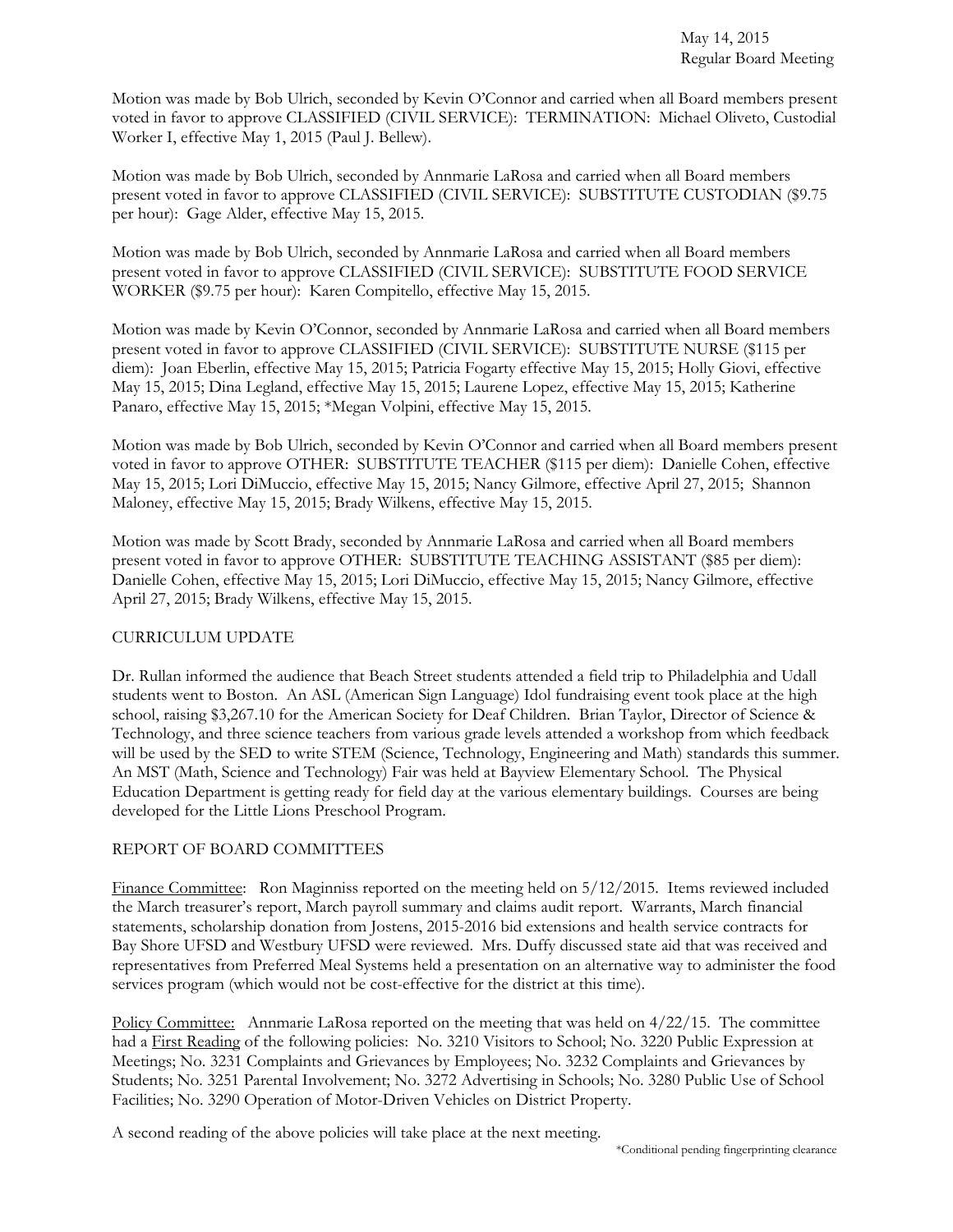Motion was made by Bob Ulrich, seconded by Kevin O'Connor and carried when all Board members present voted in favor to approve CLASSIFIED (CIVIL SERVICE): TERMINATION: Michael Oliveto, Custodial Worker I, effective May 1, 2015 (Paul J. Bellew).

Motion was made by Bob Ulrich, seconded by Annmarie LaRosa and carried when all Board members present voted in favor to approve CLASSIFIED (CIVIL SERVICE): SUBSTITUTE CUSTODIAN ($9.75 per hour): Gage Alder, effective May 15, 2015.

Motion was made by Bob Ulrich, seconded by Annmarie LaRosa and carried when all Board members present voted in favor to approve CLASSIFIED (CIVIL SERVICE): SUBSTITUTE FOOD SERVICE WORKER ($9.75 per hour): Karen Compitello, effective May 15, 2015.

Motion was made by Kevin O'Connor, seconded by Annmarie LaRosa and carried when all Board members present voted in favor to approve CLASSIFIED (CIVIL SERVICE): SUBSTITUTE NURSE ($115 per diem): Joan Eberlin, effective May 15, 2015; Patricia Fogarty effective May 15, 2015; Holly Giovi, effective May 15, 2015; Dina Legland, effective May 15, 2015; Laurene Lopez, effective May 15, 2015; Katherine Panaro, effective May 15, 2015; *Megan Volpini, effective May 15, 2015.

Motion was made by Bob Ulrich, seconded by Kevin O'Connor and carried when all Board members present voted in favor to approve OTHER: SUBSTITUTE TEACHER ($115 per diem): Danielle Cohen, effective May 15, 2015; Lori DiMuccio, effective May 15, 2015; Nancy Gilmore, effective April 27, 2015; Shannon Maloney, effective May 15, 2015; Brady Wilkens, effective May 15, 2015.

Motion was made by Scott Brady, seconded by Annmarie LaRosa and carried when all Board members present voted in favor to approve OTHER: SUBSTITUTE TEACHING ASSISTANT ($85 per diem): Danielle Cohen, effective May 15, 2015; Lori DiMuccio, effective May 15, 2015; Nancy Gilmore, effective April 27, 2015; Brady Wilkens, effective May 15, 2015.

CURRICULUM UPDATE

Dr. Rullan informed the audience that Beach Street students attended a field trip to Philadelphia and Udall students went to Boston. An ASL (American Sign Language) Idol fundraising event took place at the high school, raising $3,267.10 for the American Society for Deaf Children. Brian Taylor, Director of Science & Technology, and three science teachers from various grade levels attended a workshop from which feedback will be used by the SED to write STEM (Science, Technology, Engineering and Math) standards this summer. An MST (Math, Science and Technology) Fair was held at Bayview Elementary School. The Physical Education Department is getting ready for field day at the various elementary buildings. Courses are being developed for the Little Lions Preschool Program.

REPORT OF BOARD COMMITTEES

Finance Committee: Ron Maginniss reported on the meeting held on 5/12/2015. Items reviewed included the March treasurer's report, March payroll summary and claims audit report. Warrants, March financial statements, scholarship donation from Jostens, 2015-2016 bid extensions and health service contracts for Bay Shore UFSD and Westbury UFSD were reviewed. Mrs. Duffy discussed state aid that was received and representatives from Preferred Meal Systems held a presentation on an alternative way to administer the food services program (which would not be cost-effective for the district at this time).

Policy Committee: Annmarie LaRosa reported on the meeting that was held on 4/22/15. The committee had a First Reading of the following policies: No. 3210 Visitors to School; No. 3220 Public Expression at Meetings; No. 3231 Complaints and Grievances by Employees; No. 3232 Complaints and Grievances by Students; No. 3251 Parental Involvement; No. 3272 Advertising in Schools; No. 3280 Public Use of School Facilities; No. 3290 Operation of Motor-Driven Vehicles on District Property.

A second reading of the above policies will take place at the next meeting.

*Conditional pending fingerprinting clearance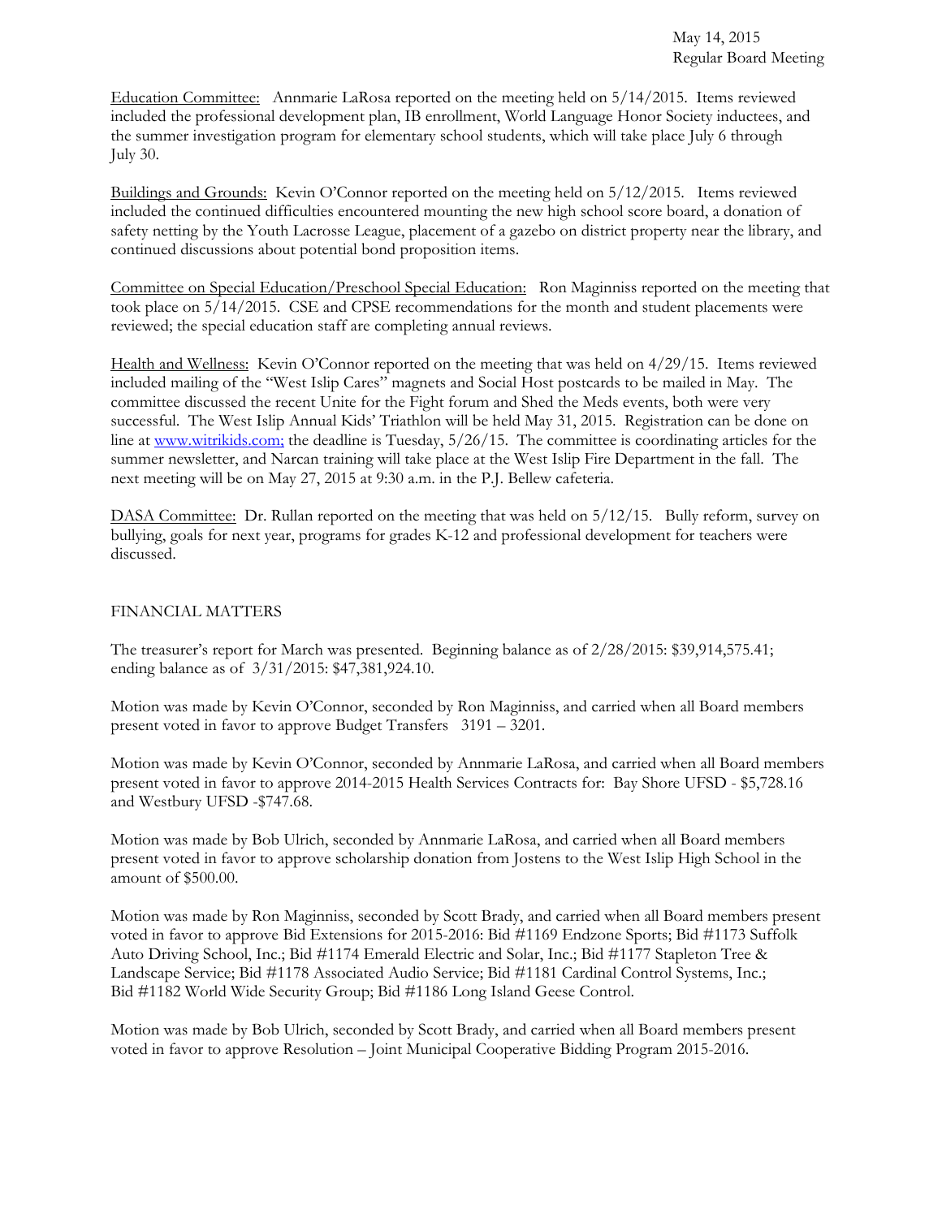Education Committee: Annmarie LaRosa reported on the meeting held on 5/14/2015. Items reviewed included the professional development plan, IB enrollment, World Language Honor Society inductees, and the summer investigation program for elementary school students, which will take place July 6 through July 30.

Buildings and Grounds: Kevin O'Connor reported on the meeting held on 5/12/2015. Items reviewed included the continued difficulties encountered mounting the new high school score board, a donation of safety netting by the Youth Lacrosse League, placement of a gazebo on district property near the library, and continued discussions about potential bond proposition items.

Committee on Special Education/Preschool Special Education: Ron Maginniss reported on the meeting that took place on 5/14/2015. CSE and CPSE recommendations for the month and student placements were reviewed; the special education staff are completing annual reviews.

Health and Wellness: Kevin O'Connor reported on the meeting that was held on 4/29/15. Items reviewed included mailing of the "West Islip Cares" magnets and Social Host postcards to be mailed in May. The committee discussed the recent Unite for the Fight forum and Shed the Meds events, both were very successful. The West Islip Annual Kids' Triathlon will be held May 31, 2015. Registration can be done on line at www.witrikids.com; the deadline is Tuesday, 5/26/15. The committee is coordinating articles for the summer newsletter, and Narcan training will take place at the West Islip Fire Department in the fall. The next meeting will be on May 27, 2015 at 9:30 a.m. in the P.J. Bellew cafeteria.

DASA Committee: Dr. Rullan reported on the meeting that was held on 5/12/15. Bully reform, survey on bullying, goals for next year, programs for grades K-12 and professional development for teachers were discussed.

FINANCIAL MATTERS

The treasurer's report for March was presented. Beginning balance as of 2/28/2015: $39,914,575.41; ending balance as of 3/31/2015: $47,381,924.10.

Motion was made by Kevin O'Connor, seconded by Ron Maginniss, and carried when all Board members present voted in favor to approve Budget Transfers 3191 – 3201.

Motion was made by Kevin O'Connor, seconded by Annmarie LaRosa, and carried when all Board members present voted in favor to approve 2014-2015 Health Services Contracts for: Bay Shore UFSD - $5,728.16 and Westbury UFSD -$747.68.

Motion was made by Bob Ulrich, seconded by Annmarie LaRosa, and carried when all Board members present voted in favor to approve scholarship donation from Jostens to the West Islip High School in the amount of $500.00.

Motion was made by Ron Maginniss, seconded by Scott Brady, and carried when all Board members present voted in favor to approve Bid Extensions for 2015-2016: Bid #1169 Endzone Sports; Bid #1173 Suffolk Auto Driving School, Inc.; Bid #1174 Emerald Electric and Solar, Inc.; Bid #1177 Stapleton Tree & Landscape Service; Bid #1178 Associated Audio Service; Bid #1181 Cardinal Control Systems, Inc.; Bid #1182 World Wide Security Group; Bid #1186 Long Island Geese Control.

Motion was made by Bob Ulrich, seconded by Scott Brady, and carried when all Board members present voted in favor to approve Resolution – Joint Municipal Cooperative Bidding Program 2015-2016.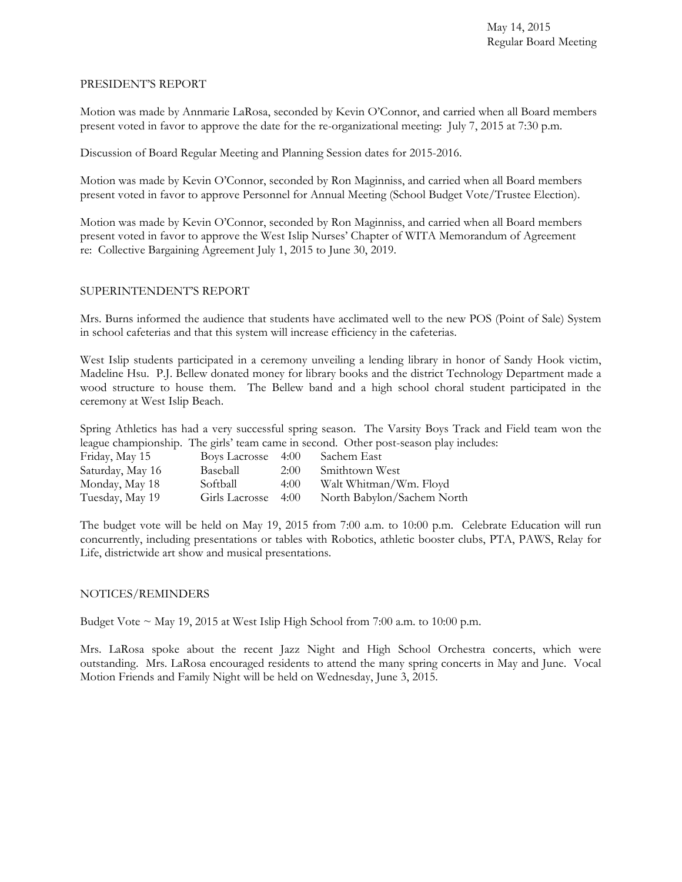## PRESIDENT'S REPORT

Motion was made by Annmarie LaRosa, seconded by Kevin O'Connor, and carried when all Board members present voted in favor to approve the date for the re-organizational meeting: July 7, 2015 at 7:30 p.m.

Discussion of Board Regular Meeting and Planning Session dates for 2015-2016.

Motion was made by Kevin O'Connor, seconded by Ron Maginniss, and carried when all Board members present voted in favor to approve Personnel for Annual Meeting (School Budget Vote/Trustee Election).

Motion was made by Kevin O'Connor, seconded by Ron Maginniss, and carried when all Board members present voted in favor to approve the West Islip Nurses' Chapter of WITA Memorandum of Agreement re: Collective Bargaining Agreement July 1, 2015 to June 30, 2019.

## SUPERINTENDENT'S REPORT

Mrs. Burns informed the audience that students have acclimated well to the new POS (Point of Sale) System in school cafeterias and that this system will increase efficiency in the cafeterias.

West Islip students participated in a ceremony unveiling a lending library in honor of Sandy Hook victim, Madeline Hsu. P.J. Bellew donated money for library books and the district Technology Department made a wood structure to house them. The Bellew band and a high school choral student participated in the ceremony at West Islip Beach.

Spring Athletics has had a very successful spring season. The Varsity Boys Track and Field team won the league championship. The girls' team came in second. Other post-season play includes:

| | | | |
|---|---|---|---|
| Friday, May 15 | Boys Lacrosse | 4:00 | Sachem East |
| Saturday, May 16 | Baseball | 2:00 | Smithtown West |
| Monday, May 18 | Softball | 4:00 | Walt Whitman/Wm. Floyd |
| Tuesday, May 19 | Girls Lacrosse | 4:00 | North Babylon/Sachem North |

The budget vote will be held on May 19, 2015 from 7:00 a.m. to 10:00 p.m. Celebrate Education will run concurrently, including presentations or tables with Robotics, athletic booster clubs, PTA, PAWS, Relay for Life, districtwide art show and musical presentations.

## NOTICES/REMINDERS

Budget Vote ~ May 19, 2015 at West Islip High School from 7:00 a.m. to 10:00 p.m.

Mrs. LaRosa spoke about the recent Jazz Night and High School Orchestra concerts, which were outstanding. Mrs. LaRosa encouraged residents to attend the many spring concerts in May and June. Vocal Motion Friends and Family Night will be held on Wednesday, June 3, 2015.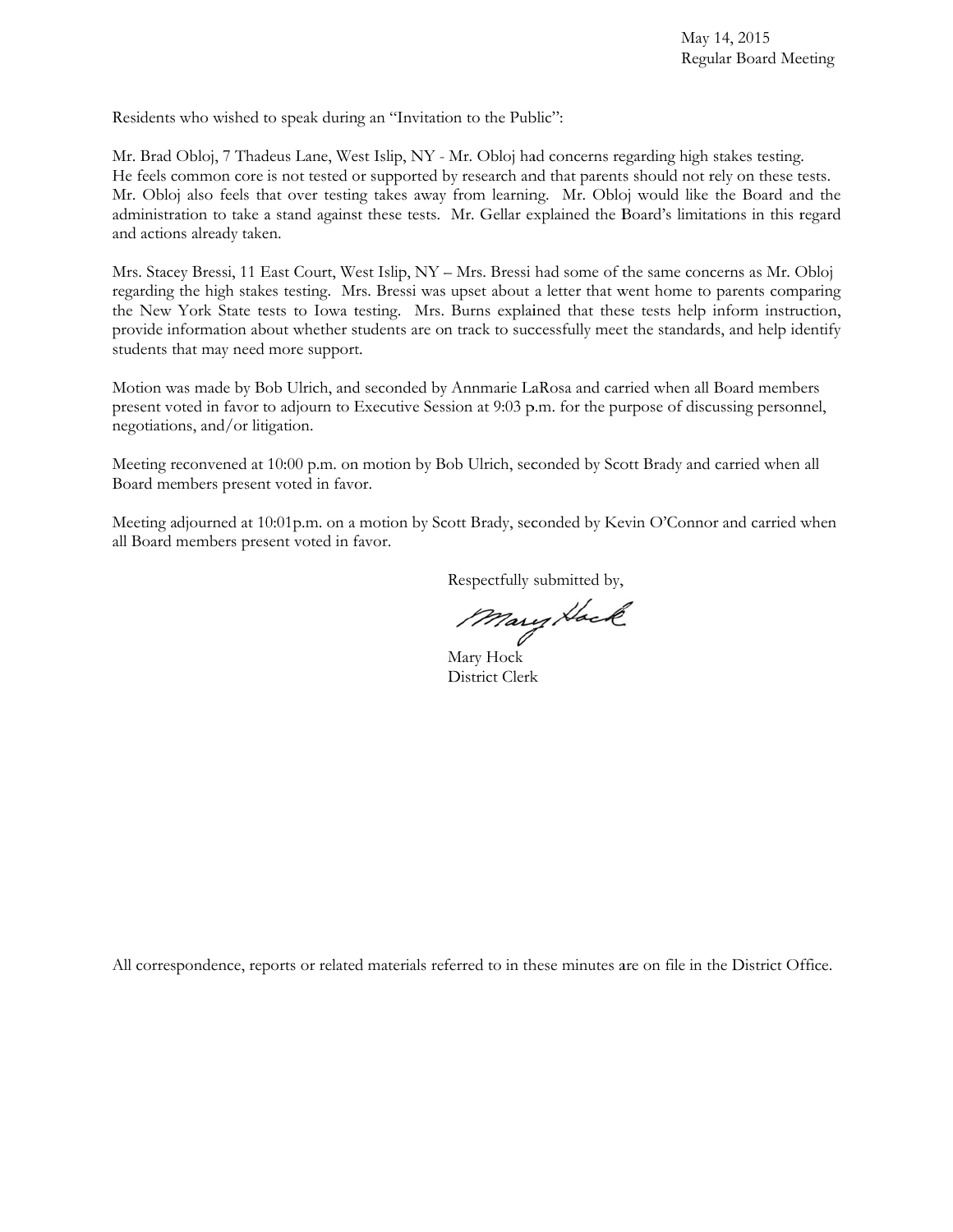Residents who wished to speak during an "Invitation to the Public":

Mr. Brad Obloj, 7 Thadeus Lane, West Islip, NY - Mr. Obloj had concerns regarding high stakes testing. He feels common core is not tested or supported by research and that parents should not rely on these tests. Mr. Obloj also feels that over testing takes away from learning. Mr. Obloj would like the Board and the administration to take a stand against these tests. Mr. Gellar explained the Board's limitations in this regard and actions already taken.

Mrs. Stacey Bressi, 11 East Court, West Islip, NY – Mrs. Bressi had some of the same concerns as Mr. Obloj regarding the high stakes testing. Mrs. Bressi was upset about a letter that went home to parents comparing the New York State tests to Iowa testing. Mrs. Burns explained that these tests help inform instruction, provide information about whether students are on track to successfully meet the standards, and help identify students that may need more support.

Motion was made by Bob Ulrich, and seconded by Annmarie LaRosa and carried when all Board members present voted in favor to adjourn to Executive Session at 9:03 p.m. for the purpose of discussing personnel, negotiations, and/or litigation.

Meeting reconvened at 10:00 p.m. on motion by Bob Ulrich, seconded by Scott Brady and carried when all Board members present voted in favor.

Meeting adjourned at 10:01p.m. on a motion by Scott Brady, seconded by Kevin O'Connor and carried when all Board members present voted in favor.

Respectfully submitted by,

Mary Hock

Mary Hock
District Clerk

All correspondence, reports or related materials referred to in these minutes are on file in the District Office.